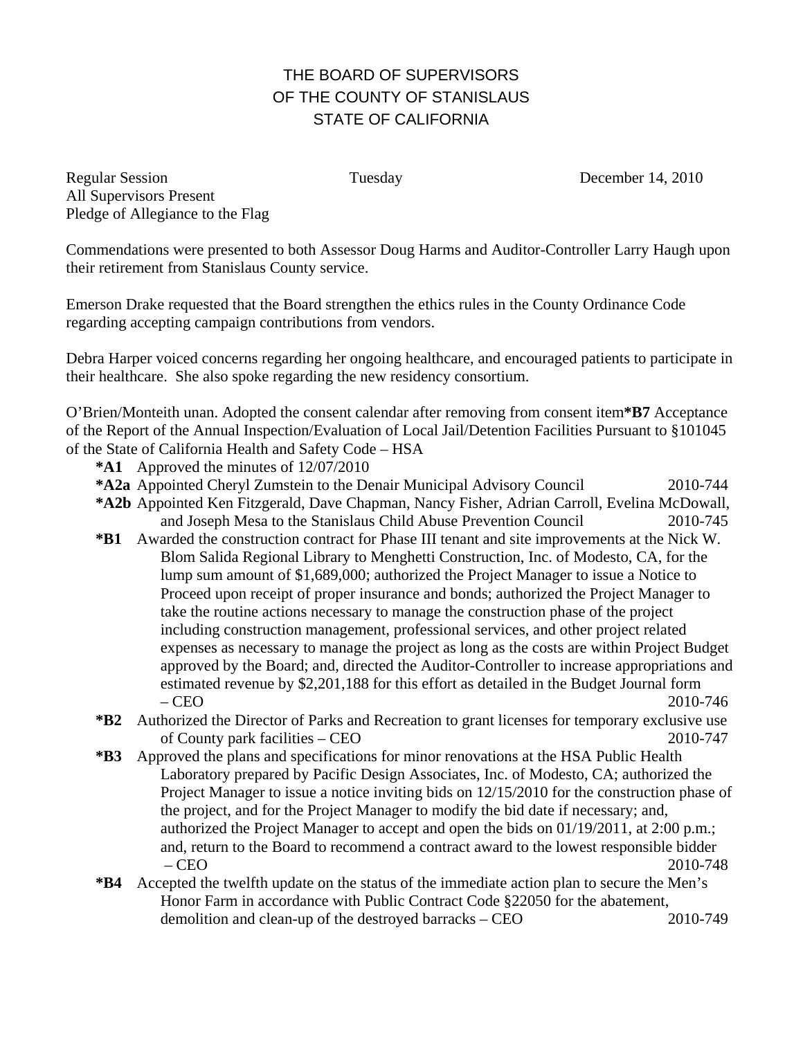# THE BOARD OF SUPERVISORS OF THE COUNTY OF STANISLAUS STATE OF CALIFORNIA

Regular Session Tuesday December 14, 2010
All Supervisors Present
Pledge of Allegiance to the Flag

Commendations were presented to both Assessor Doug Harms and Auditor-Controller Larry Haugh upon their retirement from Stanislaus County service.

Emerson Drake requested that the Board strengthen the ethics rules in the County Ordinance Code regarding accepting campaign contributions from vendors.

Debra Harper voiced concerns regarding her ongoing healthcare, and encouraged patients to participate in their healthcare. She also spoke regarding the new residency consortium.

O'Brien/Monteith unan. Adopted the consent calendar after removing from consent item **\*B7** Acceptance of the Report of the Annual Inspection/Evaluation of Local Jail/Detention Facilities Pursuant to §101045 of the State of California Health and Safety Code – HSA

- **\*A1** Approved the minutes of 12/07/2010
- **\*A2a** Appointed Cheryl Zumstein to the Denair Municipal Advisory Council 2010-744
- **\*A2b** Appointed Ken Fitzgerald, Dave Chapman, Nancy Fisher, Adrian Carroll, Evelina McDowall, and Joseph Mesa to the Stanislaus Child Abuse Prevention Council 2010-745
- **\*B1** Awarded the construction contract for Phase III tenant and site improvements at the Nick W. Blom Salida Regional Library to Menghetti Construction, Inc. of Modesto, CA, for the lump sum amount of $1,689,000; authorized the Project Manager to issue a Notice to Proceed upon receipt of proper insurance and bonds; authorized the Project Manager to take the routine actions necessary to manage the construction phase of the project including construction management, professional services, and other project related expenses as necessary to manage the project as long as the costs are within Project Budget approved by the Board; and, directed the Auditor-Controller to increase appropriations and estimated revenue by $2,201,188 for this effort as detailed in the Budget Journal form – CEO 2010-746
- **\*B2** Authorized the Director of Parks and Recreation to grant licenses for temporary exclusive use of County park facilities – CEO 2010-747
- **\*B3** Approved the plans and specifications for minor renovations at the HSA Public Health Laboratory prepared by Pacific Design Associates, Inc. of Modesto, CA; authorized the Project Manager to issue a notice inviting bids on 12/15/2010 for the construction phase of the project, and for the Project Manager to modify the bid date if necessary; and, authorized the Project Manager to accept and open the bids on 01/19/2011, at 2:00 p.m.; and, return to the Board to recommend a contract award to the lowest responsible bidder – CEO 2010-748
- **\*B4** Accepted the twelfth update on the status of the immediate action plan to secure the Men's Honor Farm in accordance with Public Contract Code §22050 for the abatement, demolition and clean-up of the destroyed barracks – CEO 2010-749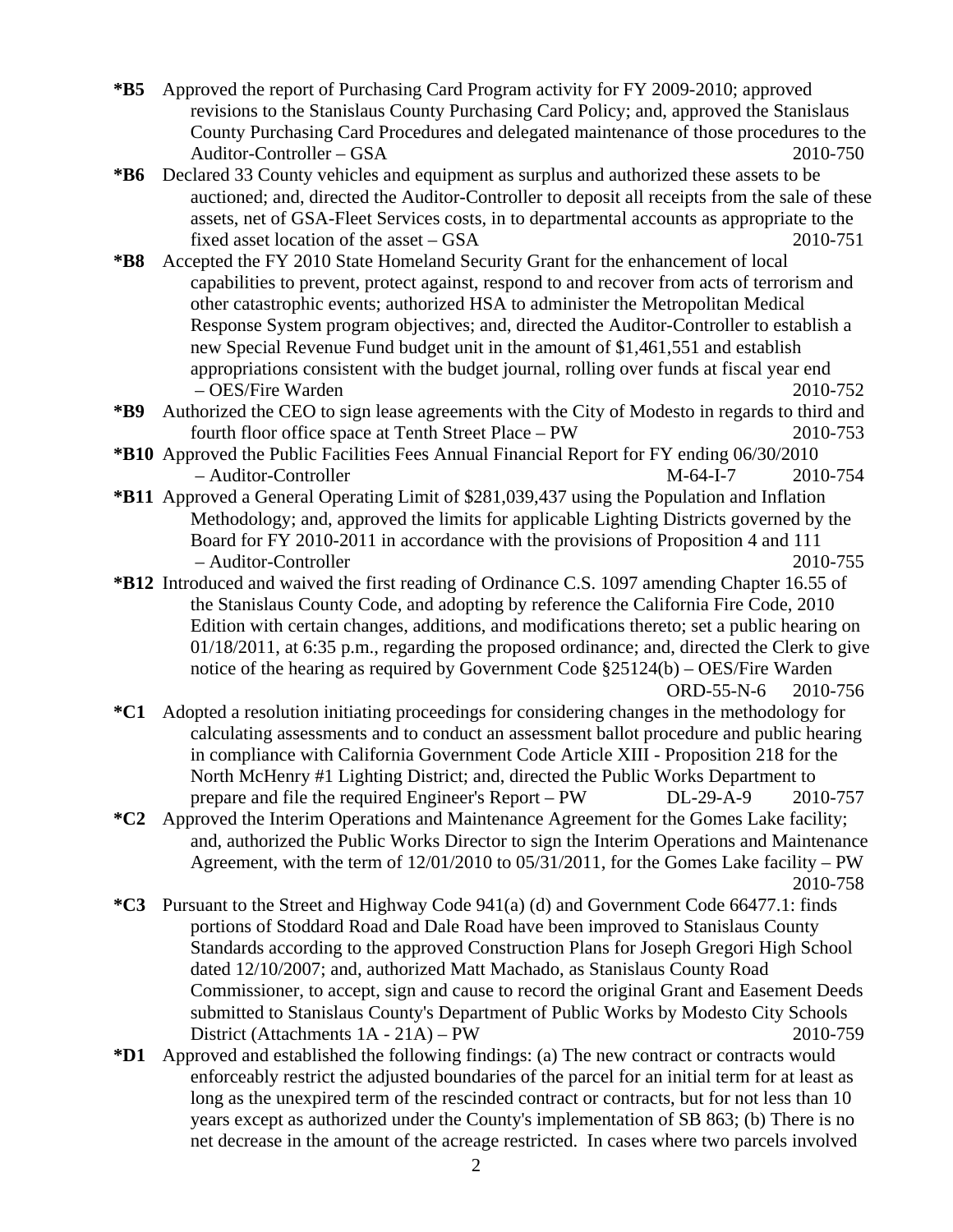**\*B5** Approved the report of Purchasing Card Program activity for FY 2009-2010; approved revisions to the Stanislaus County Purchasing Card Policy; and, approved the Stanislaus County Purchasing Card Procedures and delegated maintenance of those procedures to the Auditor-Controller – GSA 2010-750

**\*B6** Declared 33 County vehicles and equipment as surplus and authorized these assets to be auctioned; and, directed the Auditor-Controller to deposit all receipts from the sale of these assets, net of GSA-Fleet Services costs, in to departmental accounts as appropriate to the fixed asset location of the asset – GSA 2010-751

**\*B8** Accepted the FY 2010 State Homeland Security Grant for the enhancement of local capabilities to prevent, protect against, respond to and recover from acts of terrorism and other catastrophic events; authorized HSA to administer the Metropolitan Medical Response System program objectives; and, directed the Auditor-Controller to establish a new Special Revenue Fund budget unit in the amount of $1,461,551 and establish appropriations consistent with the budget journal, rolling over funds at fiscal year end – OES/Fire Warden 2010-752

**\*B9** Authorized the CEO to sign lease agreements with the City of Modesto in regards to third and fourth floor office space at Tenth Street Place – PW 2010-753

**\*B10** Approved the Public Facilities Fees Annual Financial Report for FY ending 06/30/2010 – Auditor-Controller M-64-I-7 2010-754

**\*B11** Approved a General Operating Limit of $281,039,437 using the Population and Inflation Methodology; and, approved the limits for applicable Lighting Districts governed by the Board for FY 2010-2011 in accordance with the provisions of Proposition 4 and 111 – Auditor-Controller 2010-755

**\*B12** Introduced and waived the first reading of Ordinance C.S. 1097 amending Chapter 16.55 of the Stanislaus County Code, and adopting by reference the California Fire Code, 2010 Edition with certain changes, additions, and modifications thereto; set a public hearing on 01/18/2011, at 6:35 p.m., regarding the proposed ordinance; and, directed the Clerk to give notice of the hearing as required by Government Code §25124(b) – OES/Fire Warden ORD-55-N-6 2010-756

**\*C1** Adopted a resolution initiating proceedings for considering changes in the methodology for calculating assessments and to conduct an assessment ballot procedure and public hearing in compliance with California Government Code Article XIII - Proposition 218 for the North McHenry #1 Lighting District; and, directed the Public Works Department to prepare and file the required Engineer's Report – PW DL-29-A-9 2010-757

**\*C2** Approved the Interim Operations and Maintenance Agreement for the Gomes Lake facility; and, authorized the Public Works Director to sign the Interim Operations and Maintenance Agreement, with the term of 12/01/2010 to 05/31/2011, for the Gomes Lake facility – PW 2010-758

**\*C3** Pursuant to the Street and Highway Code 941(a) (d) and Government Code 66477.1: finds portions of Stoddard Road and Dale Road have been improved to Stanislaus County Standards according to the approved Construction Plans for Joseph Gregori High School dated 12/10/2007; and, authorized Matt Machado, as Stanislaus County Road Commissioner, to accept, sign and cause to record the original Grant and Easement Deeds submitted to Stanislaus County's Department of Public Works by Modesto City Schools District (Attachments 1A - 21A) – PW 2010-759

**\*D1** Approved and established the following findings: (a) The new contract or contracts would enforceably restrict the adjusted boundaries of the parcel for an initial term for at least as long as the unexpired term of the rescinded contract or contracts, but for not less than 10 years except as authorized under the County's implementation of SB 863; (b) There is no net decrease in the amount of the acreage restricted. In cases where two parcels involved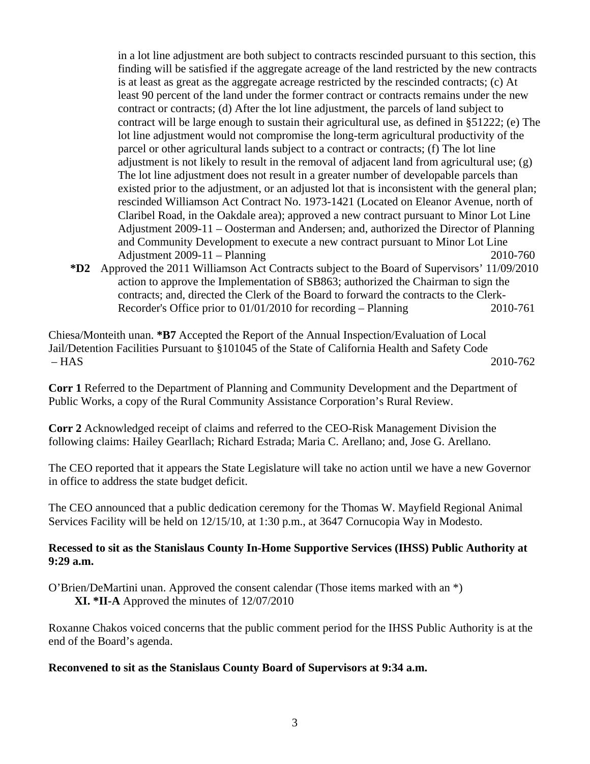in a lot line adjustment are both subject to contracts rescinded pursuant to this section, this finding will be satisfied if the aggregate acreage of the land restricted by the new contracts is at least as great as the aggregate acreage restricted by the rescinded contracts; (c) At least 90 percent of the land under the former contract or contracts remains under the new contract or contracts; (d) After the lot line adjustment, the parcels of land subject to contract will be large enough to sustain their agricultural use, as defined in §51222; (e) The lot line adjustment would not compromise the long-term agricultural productivity of the parcel or other agricultural lands subject to a contract or contracts; (f) The lot line adjustment is not likely to result in the removal of adjacent land from agricultural use; (g) The lot line adjustment does not result in a greater number of developable parcels than existed prior to the adjustment, or an adjusted lot that is inconsistent with the general plan; rescinded Williamson Act Contract No. 1973-1421 (Located on Eleanor Avenue, north of Claribel Road, in the Oakdale area); approved a new contract pursuant to Minor Lot Line Adjustment 2009-11 – Oosterman and Andersen; and, authorized the Director of Planning and Community Development to execute a new contract pursuant to Minor Lot Line Adjustment 2009-11 – Planning 2010-760

**\*D2** Approved the 2011 Williamson Act Contracts subject to the Board of Supervisors' 11/09/2010 action to approve the Implementation of SB863; authorized the Chairman to sign the contracts; and, directed the Clerk of the Board to forward the contracts to the Clerk-Recorder's Office prior to 01/01/2010 for recording – Planning 2010-761

Chiesa/Monteith unan. **\*B7** Accepted the Report of the Annual Inspection/Evaluation of Local Jail/Detention Facilities Pursuant to §101045 of the State of California Health and Safety Code – HAS 2010-762

**Corr 1** Referred to the Department of Planning and Community Development and the Department of Public Works, a copy of the Rural Community Assistance Corporation's Rural Review.

**Corr 2** Acknowledged receipt of claims and referred to the CEO-Risk Management Division the following claims: Hailey Gearllach; Richard Estrada; Maria C. Arellano; and, Jose G. Arellano.

The CEO reported that it appears the State Legislature will take no action until we have a new Governor in office to address the state budget deficit.

The CEO announced that a public dedication ceremony for the Thomas W. Mayfield Regional Animal Services Facility will be held on 12/15/10, at 1:30 p.m., at 3647 Cornucopia Way in Modesto.

**Recessed to sit as the Stanislaus County In-Home Supportive Services (IHSS) Public Authority at 9:29 a.m.**

O'Brien/DeMartini unan. Approved the consent calendar (Those items marked with an *)

**XI. \*II-A** Approved the minutes of 12/07/2010

Roxanne Chakos voiced concerns that the public comment period for the IHSS Public Authority is at the end of the Board's agenda.

**Reconvened to sit as the Stanislaus County Board of Supervisors at 9:34 a.m.**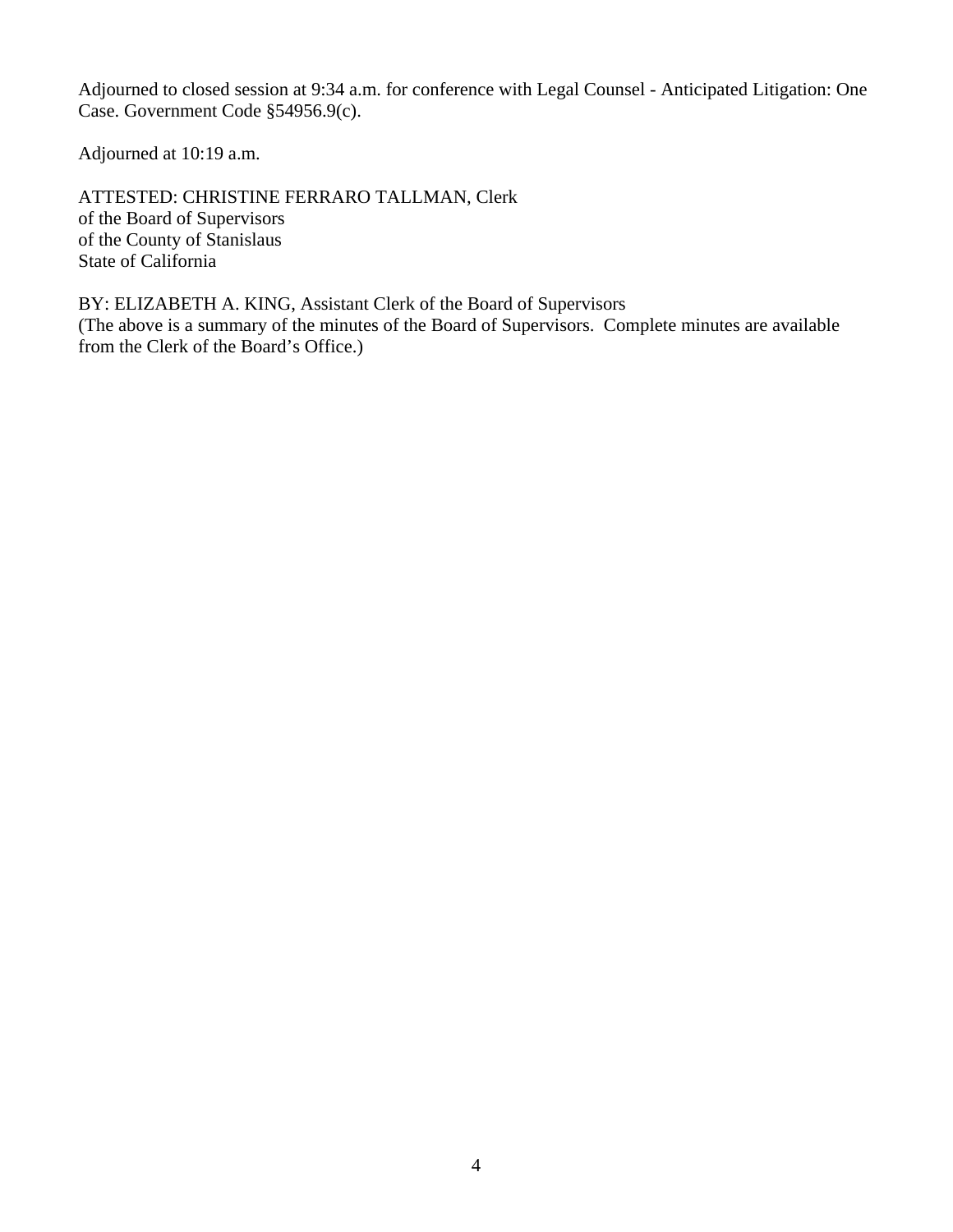Adjourned to closed session at 9:34 a.m. for conference with Legal Counsel - Anticipated Litigation: One Case. Government Code §54956.9(c).

Adjourned at 10:19 a.m.

ATTESTED: CHRISTINE FERRARO TALLMAN, Clerk
of the Board of Supervisors
of the County of Stanislaus
State of California

BY: ELIZABETH A. KING, Assistant Clerk of the Board of Supervisors
(The above is a summary of the minutes of the Board of Supervisors. Complete minutes are available from the Clerk of the Board's Office.)